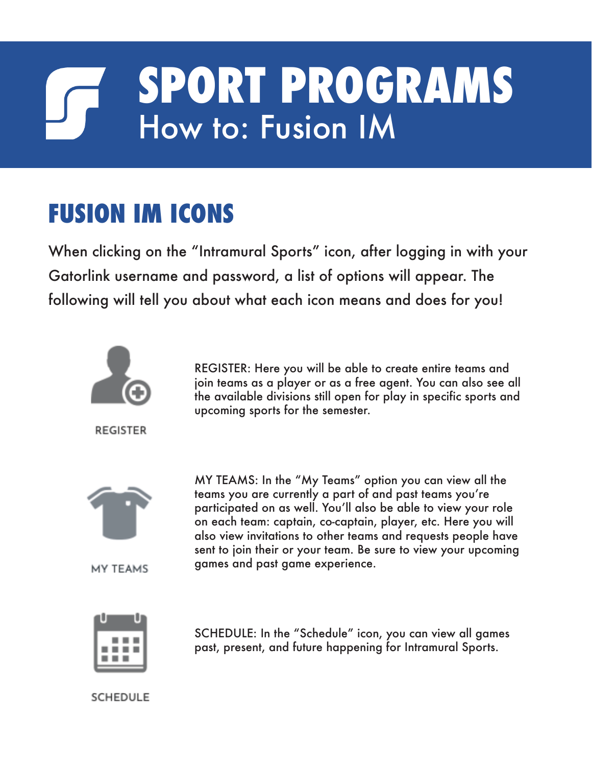# SPORT PROGRAMS

## How to: Fusion IM

## FUSION IM ICONS

When clicking on the “Intramural Sports” icon, after logging in with your Gatorlink username and password, a list of options will appear. The following will tell you about what each icon means and does for you!

REGISTER

REGISTER: Here you will be able to create entire teams and join teams as a player or as a free agent. You can also see all the available divisions still open for play in specific sports and upcoming sports for the semester.

MY TEAMS

MY TEAMS: In the “My Teams” option you can view all the teams you are currently a part of and past teams you’re participated on as well. You’ll also be able to view your role on each team: captain, co-captain, player, etc. Here you will also view invitations to other teams and requests people have sent to join their or your team. Be sure to view your upcoming games and past game experience.

SCHEDULE

SCHEDULE: In the “Schedule” icon, you can view all games past, present, and future happening for Intramural Sports.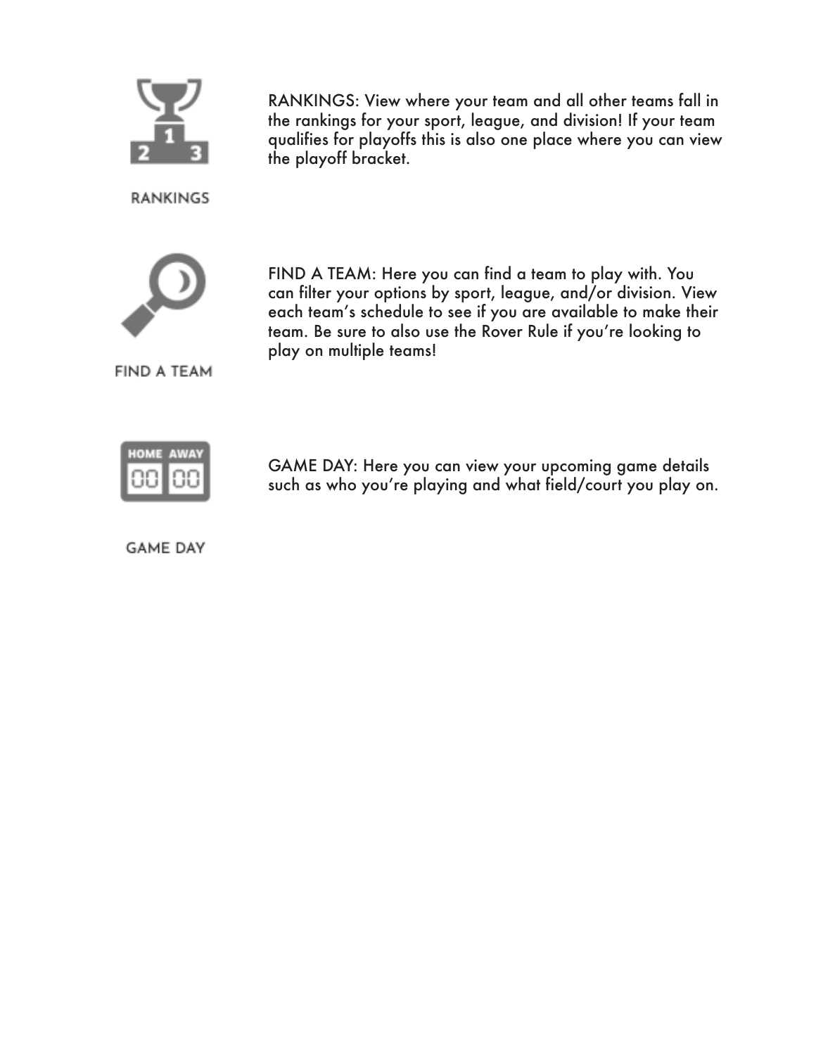RANKINGS

RANKINGS: View where your team and all other teams fall in the rankings for your sport, league, and division! If your team qualifies for playoffs this is also one place where you can view the playoff bracket.

FIND A TEAM

FIND A TEAM: Here you can find a team to play with. You can filter your options by sport, league, and/or division. View each team's schedule to see if you are available to make their team. Be sure to also use the Rover Rule if you're looking to play on multiple teams!

GAME DAY

GAME DAY: Here you can view your upcoming game details such as who you're playing and what field/court you play on.